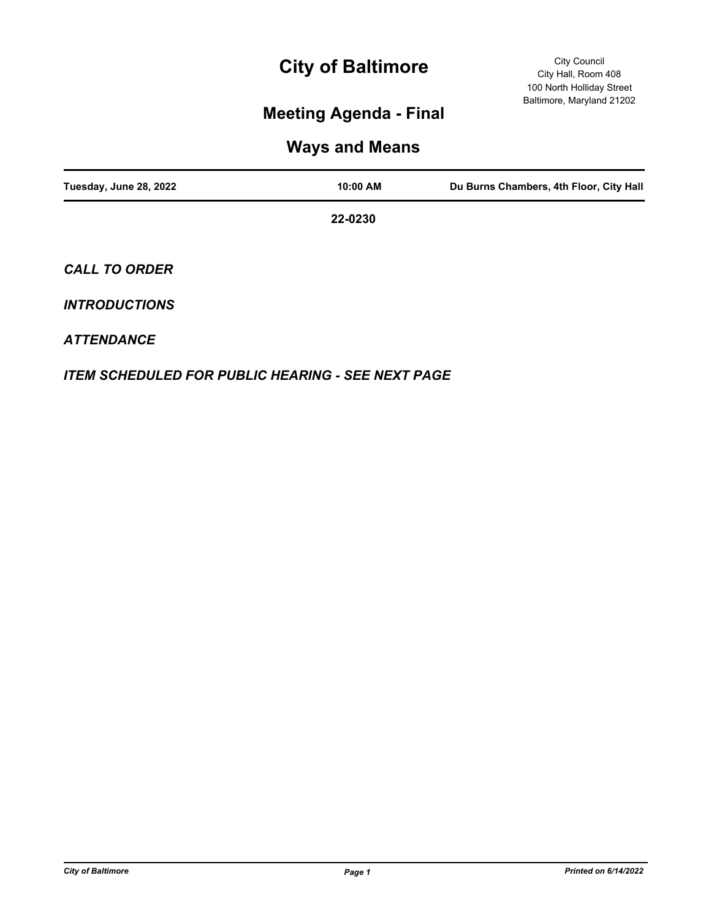# City of Baltimore

City Council
City Hall, Room 408
100 North Holliday Street
Baltimore, Maryland 21202

## Meeting Agenda - Final

## Ways and Means

| Tuesday, June 28, 2022 | 10:00 AM | Du Burns Chambers, 4th Floor, City Hall |
|---|---|---|

**22-0230**

***CALL TO ORDER***

***INTRODUCTIONS***

***ATTENDANCE***

***ITEM SCHEDULED FOR PUBLIC HEARING - SEE NEXT PAGE***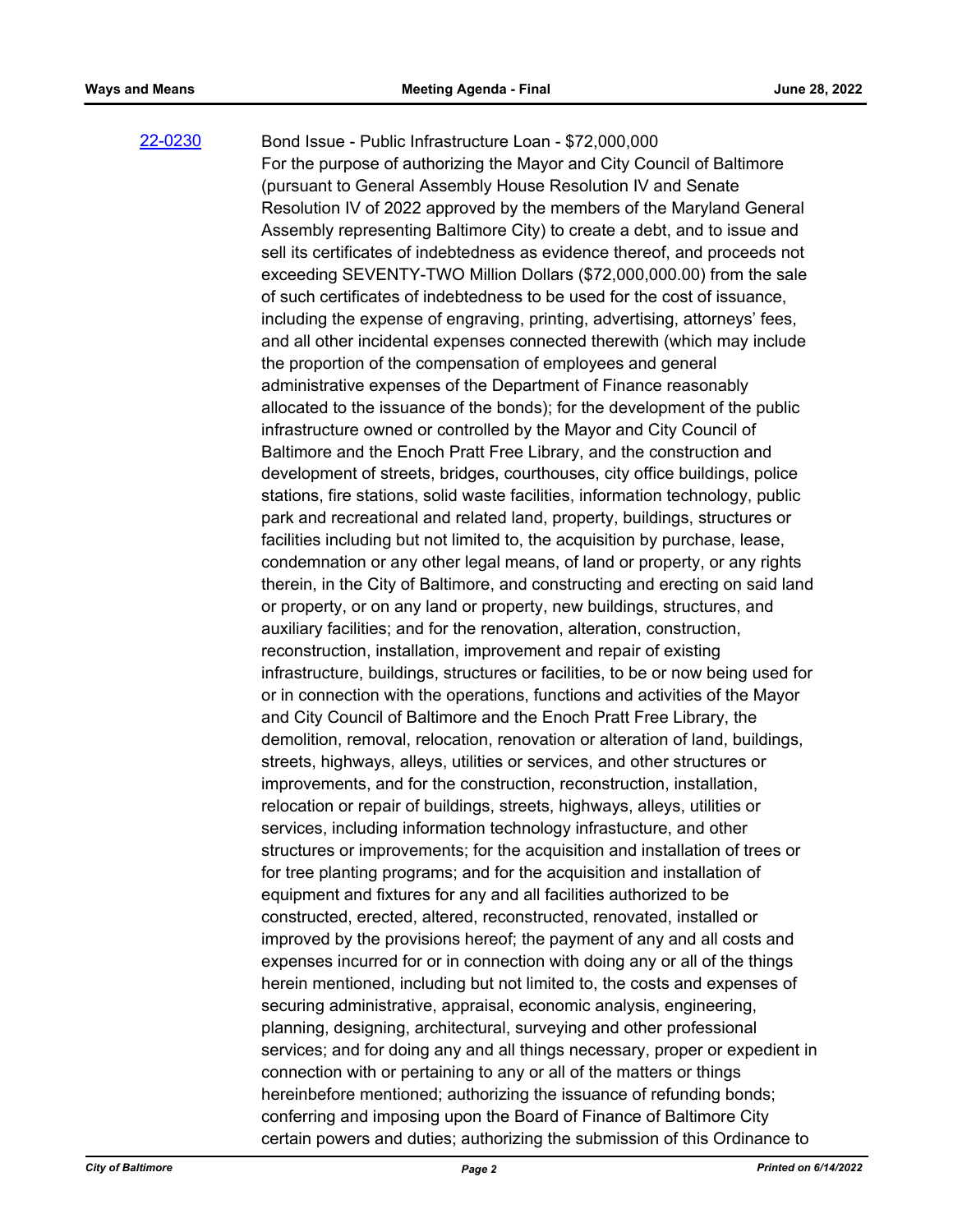[22-0230](#) Bond Issue - Public Infrastructure Loan - $72,000,000

For the purpose of authorizing the Mayor and City Council of Baltimore (pursuant to General Assembly House Resolution IV and Senate Resolution IV of 2022 approved by the members of the Maryland General Assembly representing Baltimore City) to create a debt, and to issue and sell its certificates of indebtedness as evidence thereof, and proceeds not exceeding SEVENTY-TWO Million Dollars ($72,000,000.00) from the sale of such certificates of indebtedness to be used for the cost of issuance, including the expense of engraving, printing, advertising, attorneys' fees, and all other incidental expenses connected therewith (which may include the proportion of the compensation of employees and general administrative expenses of the Department of Finance reasonably allocated to the issuance of the bonds); for the development of the public infrastructure owned or controlled by the Mayor and City Council of Baltimore and the Enoch Pratt Free Library, and the construction and development of streets, bridges, courthouses, city office buildings, police stations, fire stations, solid waste facilities, information technology, public park and recreational and related land, property, buildings, structures or facilities including but not limited to, the acquisition by purchase, lease, condemnation or any other legal means, of land or property, or any rights therein, in the City of Baltimore, and constructing and erecting on said land or property, or on any land or property, new buildings, structures, and auxiliary facilities; and for the renovation, alteration, construction, reconstruction, installation, improvement and repair of existing infrastructure, buildings, structures or facilities, to be or now being used for or in connection with the operations, functions and activities of the Mayor and City Council of Baltimore and the Enoch Pratt Free Library, the demolition, removal, relocation, renovation or alteration of land, buildings, streets, highways, alleys, utilities or services, and other structures or improvements, and for the construction, reconstruction, installation, relocation or repair of buildings, streets, highways, alleys, utilities or services, including information technology infrastucture, and other structures or improvements; for the acquisition and installation of trees or for tree planting programs; and for the acquisition and installation of equipment and fixtures for any and all facilities authorized to be constructed, erected, altered, reconstructed, renovated, installed or improved by the provisions hereof; the payment of any and all costs and expenses incurred for or in connection with doing any or all of the things herein mentioned, including but not limited to, the costs and expenses of securing administrative, appraisal, economic analysis, engineering, planning, designing, architectural, surveying and other professional services; and for doing any and all things necessary, proper or expedient in connection with or pertaining to any or all of the matters or things hereinbefore mentioned; authorizing the issuance of refunding bonds; conferring and imposing upon the Board of Finance of Baltimore City certain powers and duties; authorizing the submission of this Ordinance to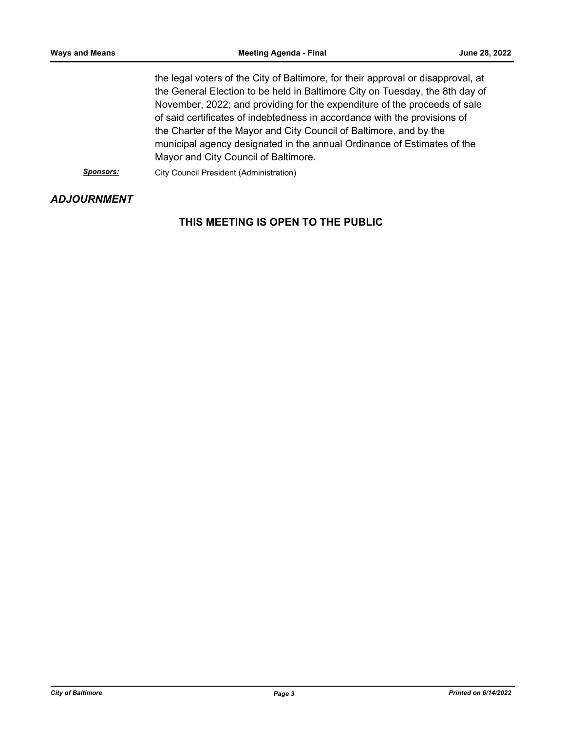the legal voters of the City of Baltimore, for their approval or disapproval, at the General Election to be held in Baltimore City on Tuesday, the 8th day of November, 2022; and providing for the expenditure of the proceeds of sale of said certificates of indebtedness in accordance with the provisions of the Charter of the Mayor and City Council of Baltimore, and by the municipal agency designated in the annual Ordinance of Estimates of the Mayor and City Council of Baltimore.

***Sponsors:*** City Council President (Administration)

## *ADJOURNMENT*

**THIS MEETING IS OPEN TO THE PUBLIC**